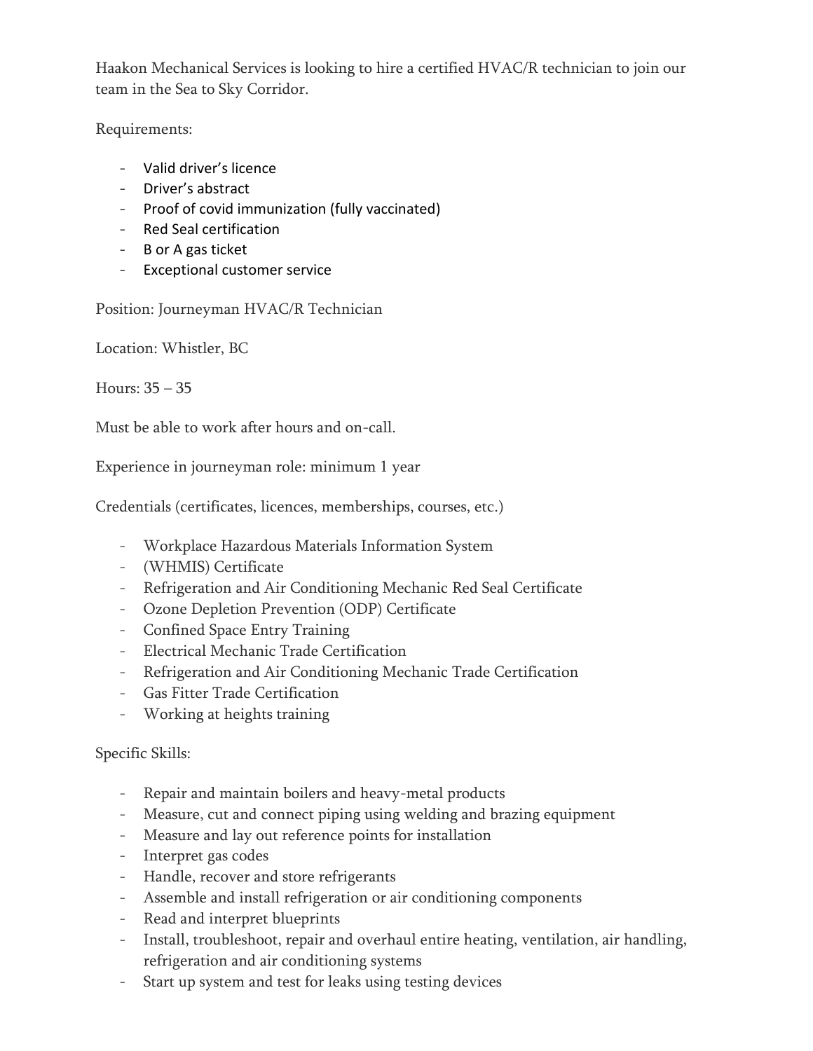Haakon Mechanical Services is looking to hire a certified HVAC/R technician to join our team in the Sea to Sky Corridor.

Requirements:

- Valid driver's licence
- Driver's abstract
- Proof of covid immunization (fully vaccinated)
- Red Seal certification
- B or A gas ticket
- Exceptional customer service

Position: Journeyman HVAC/R Technician

Location: Whistler, BC

Hours: 35 – 35

Must be able to work after hours and on-call.

Experience in journeyman role: minimum 1 year

Credentials (certificates, licences, memberships, courses, etc.)

- Workplace Hazardous Materials Information System
- (WHMIS) Certificate
- Refrigeration and Air Conditioning Mechanic Red Seal Certificate
- Ozone Depletion Prevention (ODP) Certificate
- Confined Space Entry Training
- Electrical Mechanic Trade Certification
- Refrigeration and Air Conditioning Mechanic Trade Certification
- Gas Fitter Trade Certification
- Working at heights training

Specific Skills:

- Repair and maintain boilers and heavy-metal products
- Measure, cut and connect piping using welding and brazing equipment
- Measure and lay out reference points for installation
- Interpret gas codes
- Handle, recover and store refrigerants
- Assemble and install refrigeration or air conditioning components
- Read and interpret blueprints
- Install, troubleshoot, repair and overhaul entire heating, ventilation, air handling, refrigeration and air conditioning systems
- Start up system and test for leaks using testing devices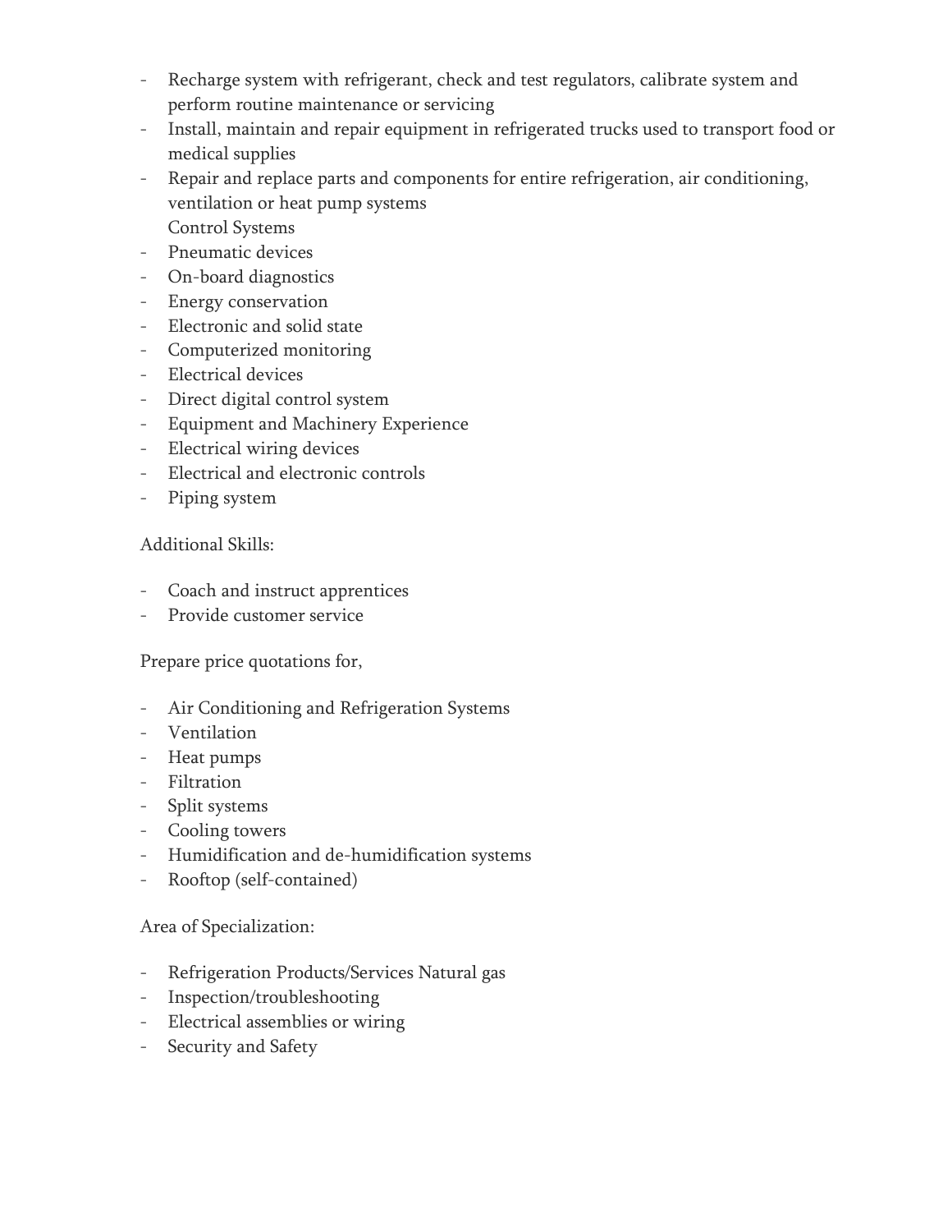- Recharge system with refrigerant, check and test regulators, calibrate system and perform routine maintenance or servicing
- Install, maintain and repair equipment in refrigerated trucks used to transport food or medical supplies
- Repair and replace parts and components for entire refrigeration, air conditioning, ventilation or heat pump systems

  Control Systems
- Pneumatic devices
- On-board diagnostics
- Energy conservation
- Electronic and solid state
- Computerized monitoring
- Electrical devices
- Direct digital control system
- Equipment and Machinery Experience
- Electrical wiring devices
- Electrical and electronic controls
- Piping system

Additional Skills:

- Coach and instruct apprentices
- Provide customer service

Prepare price quotations for,

- Air Conditioning and Refrigeration Systems
- Ventilation
- Heat pumps
- Filtration
- Split systems
- Cooling towers
- Humidification and de-humidification systems
- Rooftop (self-contained)

Area of Specialization:

- Refrigeration Products/Services Natural gas
- Inspection/troubleshooting
- Electrical assemblies or wiring
- Security and Safety